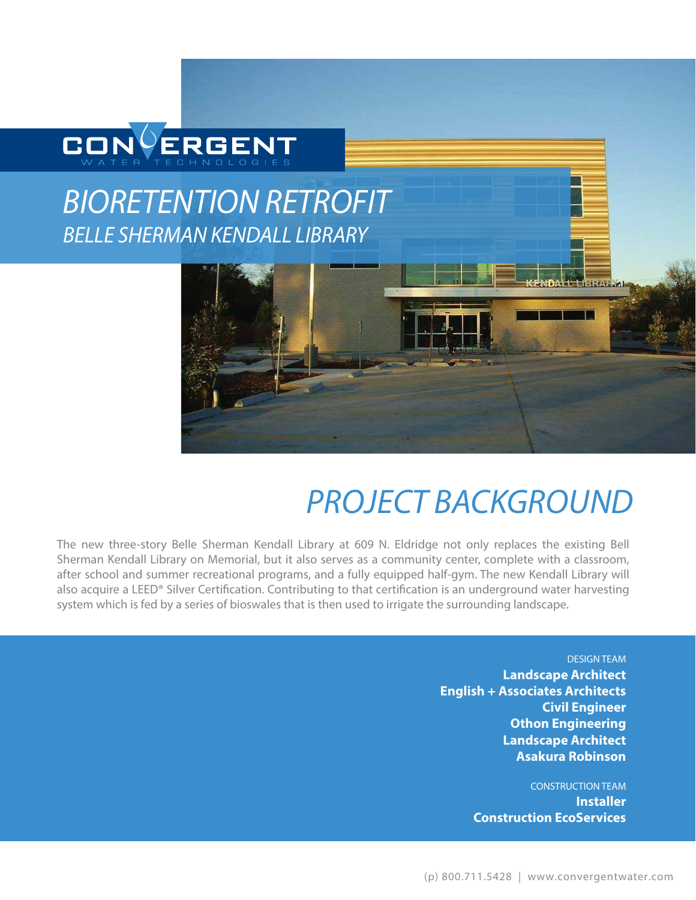CONVERGENT WATER TECHNOLOGIES

# BIORETENTION RETROFIT

## BELLE SHERMAN KENDALL LIBRARY

# PROJECT BACKGROUND

The new three-story Belle Sherman Kendall Library at 609 N. Eldridge not only replaces the existing Bell Sherman Kendall Library on Memorial, but it also serves as a community center, complete with a classroom, after school and summer recreational programs, and a fully equipped half-gym. The new Kendall Library will also acquire a LEED® Silver Certification. Contributing to that certification is an underground water harvesting system which is fed by a series of bioswales that is then used to irrigate the surrounding landscape.

DESIGN TEAM

**Landscape Architect**
**English + Associates Architects**
**Civil Engineer**
**Othon Engineering**
**Landscape Architect**
**Asakura Robinson**

CONSTRUCTION TEAM

**Installer**
**Construction EcoServices**

(p) 800.711.5428 | www.convergentwater.com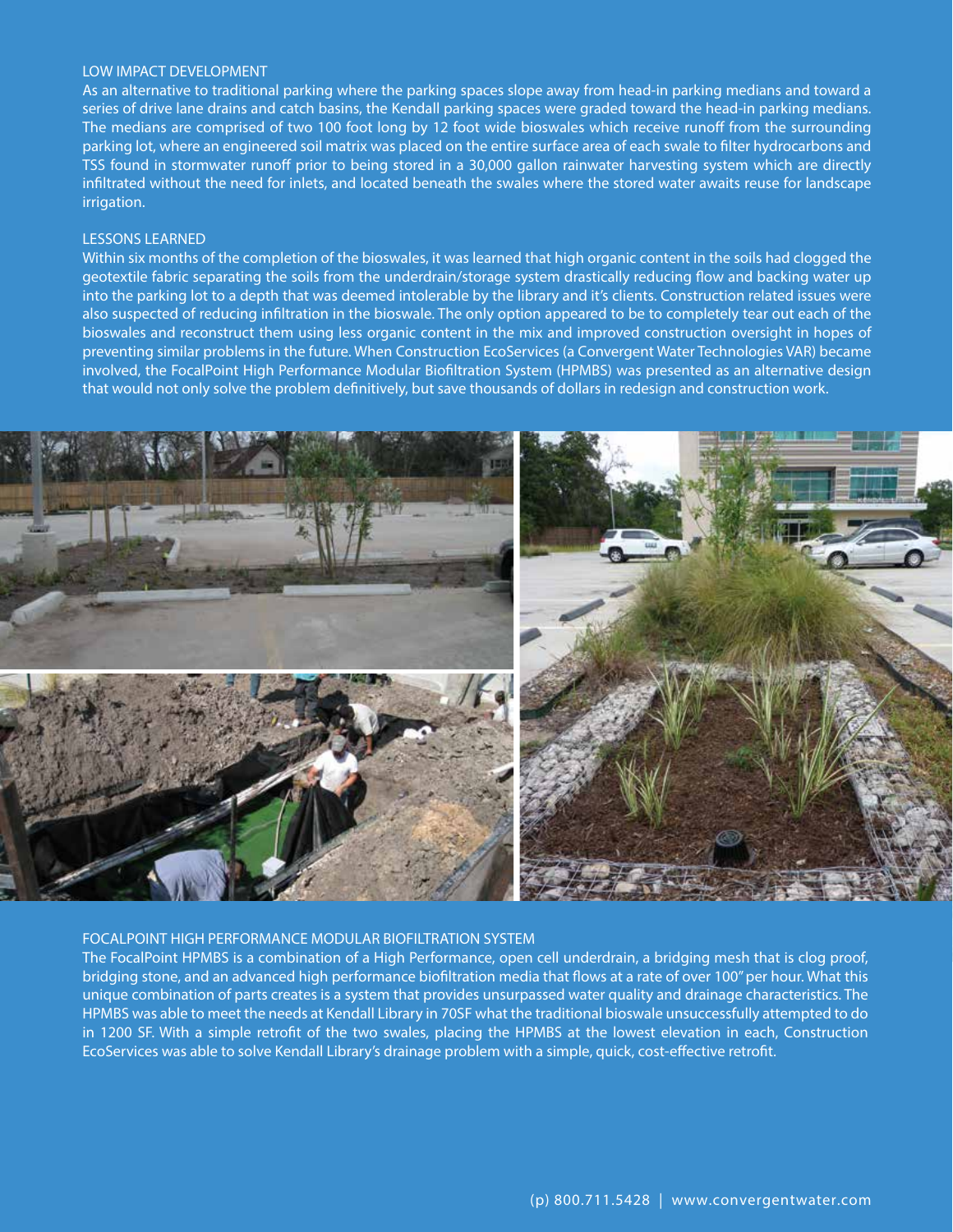## LOW IMPACT DEVELOPMENT

As an alternative to traditional parking where the parking spaces slope away from head-in parking medians and toward a series of drive lane drains and catch basins, the Kendall parking spaces were graded toward the head-in parking medians. The medians are comprised of two 100 foot long by 12 foot wide bioswales which receive runoff from the surrounding parking lot, where an engineered soil matrix was placed on the entire surface area of each swale to filter hydrocarbons and TSS found in stormwater runoff prior to being stored in a 30,000 gallon rainwater harvesting system which are directly infiltrated without the need for inlets, and located beneath the swales where the stored water awaits reuse for landscape irrigation.

## LESSONS LEARNED

Within six months of the completion of the bioswales, it was learned that high organic content in the soils had clogged the geotextile fabric separating the soils from the underdrain/storage system drastically reducing flow and backing water up into the parking lot to a depth that was deemed intolerable by the library and it's clients. Construction related issues were also suspected of reducing infiltration in the bioswale. The only option appeared to be to completely tear out each of the bioswales and reconstruct them using less organic content in the mix and improved construction oversight in hopes of preventing similar problems in the future. When Construction EcoServices (a Convergent Water Technologies VAR) became involved, the FocalPoint High Performance Modular Biofiltration System (HPMBS) was presented as an alternative design that would not only solve the problem definitively, but save thousands of dollars in redesign and construction work.

## FOCALPOINT HIGH PERFORMANCE MODULAR BIOFILTRATION SYSTEM

The FocalPoint HPMBS is a combination of a High Performance, open cell underdrain, a bridging mesh that is clog proof, bridging stone, and an advanced high performance biofiltration media that flows at a rate of over 100" per hour. What this unique combination of parts creates is a system that provides unsurpassed water quality and drainage characteristics. The HPMBS was able to meet the needs at Kendall Library in 70SF what the traditional bioswale unsuccessfully attempted to do in 1200 SF. With a simple retrofit of the two swales, placing the HPMBS at the lowest elevation in each, Construction EcoServices was able to solve Kendall Library's drainage problem with a simple, quick, cost-effective retrofit.

(p) 800.711.5428 | www.convergentwater.com